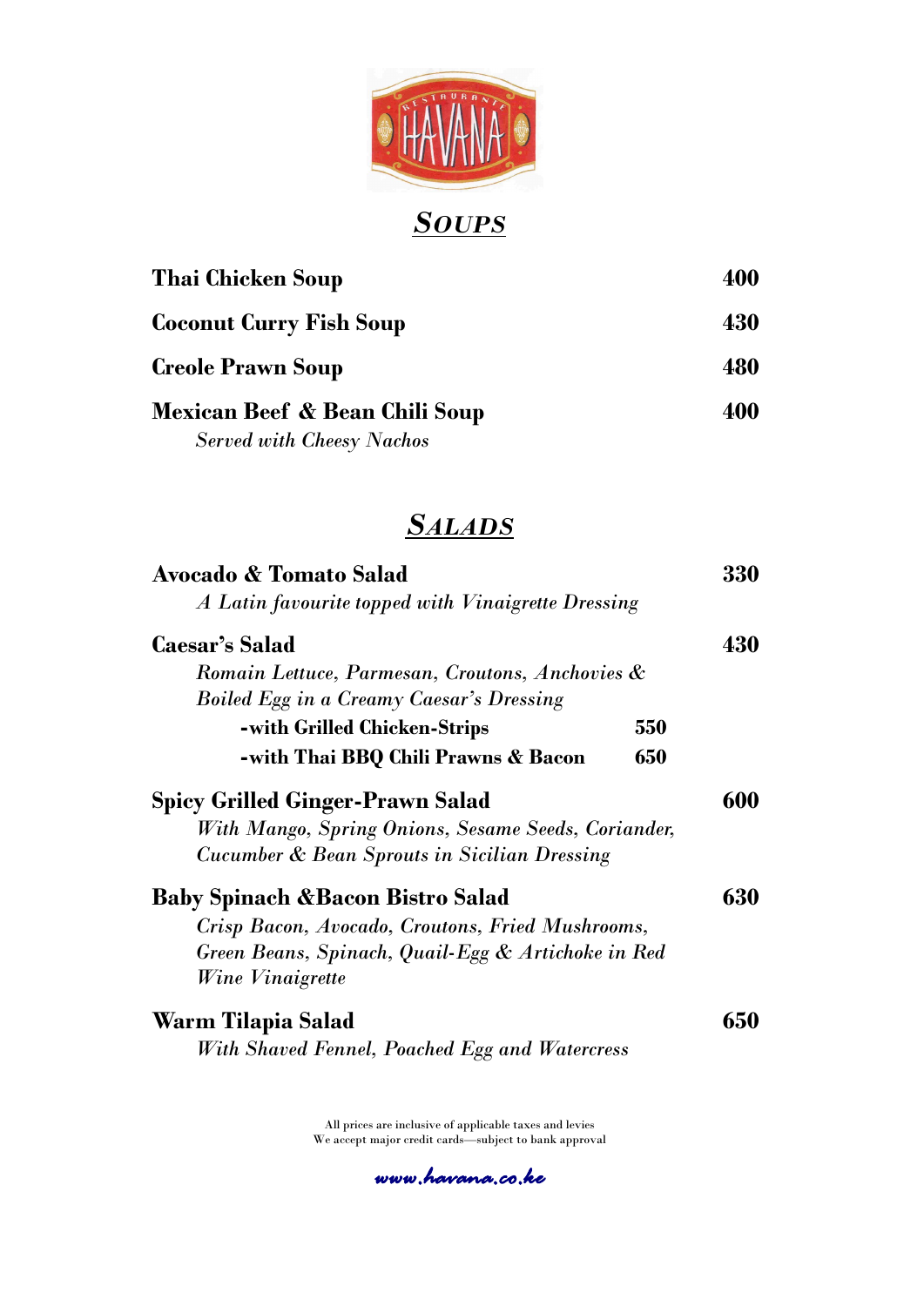# Restaurante HAVANA

## *Soups*

**Thai Chicken Soup** **400**

**Coconut Curry Fish Soup** **430**

**Creole Prawn Soup** **480**

**Mexican Beef & Bean Chili Soup** **400**
*Served with Cheesy Nachos*

## *Salads*

**Avocado & Tomato Salad** **330**
*A Latin favourite topped with Vinaigrette Dressing*

**Caesar's Salad** **430**
*Romain Lettuce, Parmesan, Croutons, Anchovies & Boiled Egg in a Creamy Caesar's Dressing*
- **-with Grilled Chicken-Strips** **550**
- **-with Thai BBQ Chili Prawns & Bacon** **650**

**Spicy Grilled Ginger-Prawn Salad** **600**
*With Mango, Spring Onions, Sesame Seeds, Coriander, Cucumber & Bean Sprouts in Sicilian Dressing*

**Baby Spinach &Bacon Bistro Salad** **630**
*Crisp Bacon, Avocado, Croutons, Fried Mushrooms, Green Beans, Spinach, Quail-Egg & Artichoke in Red Wine Vinaigrette*

**Warm Tilapia Salad** **650**
*With Shaved Fennel, Poached Egg and Watercress*

All prices are inclusive of applicable taxes and levies
We accept major credit cards—subject to bank approval

www.havana.co.ke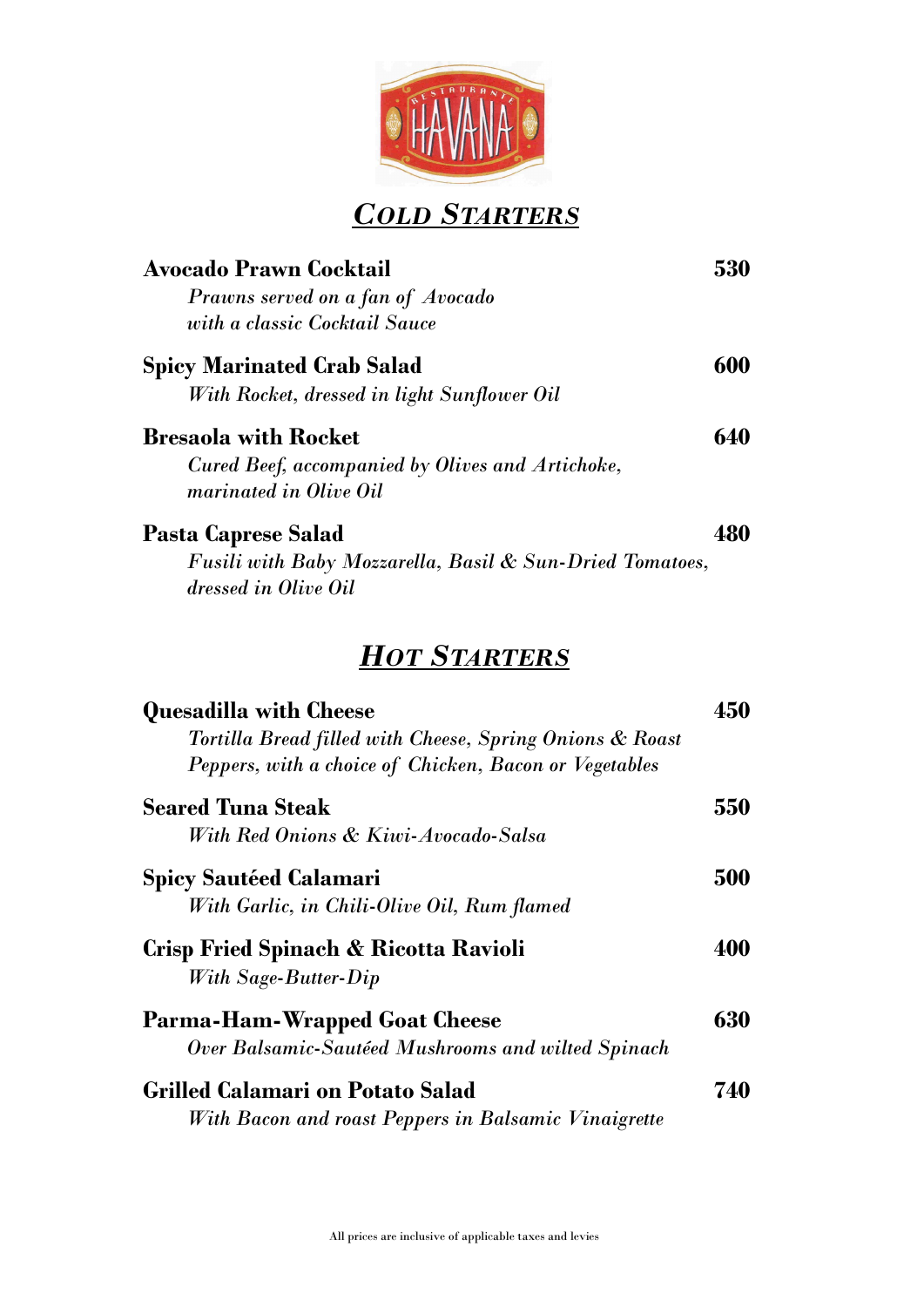## *Cold Starters*

**Avocado Prawn Cocktail** **530**
*Prawns served on a fan of Avocado with a classic Cocktail Sauce*

**Spicy Marinated Crab Salad** **600**
*With Rocket, dressed in light Sunflower Oil*

**Bresaola with Rocket** **640**
*Cured Beef, accompanied by Olives and Artichoke, marinated in Olive Oil*

**Pasta Caprese Salad** **480**
*Fusili with Baby Mozzarella, Basil & Sun-Dried Tomatoes, dressed in Olive Oil*

## *Hot Starters*

**Quesadilla with Cheese** **450**
*Tortilla Bread filled with Cheese, Spring Onions & Roast Peppers, with a choice of Chicken, Bacon or Vegetables*

**Seared Tuna Steak** **550**
*With Red Onions & Kiwi-Avocado-Salsa*

**Spicy Sautéed Calamari** **500**
*With Garlic, in Chili-Olive Oil, Rum flamed*

**Crisp Fried Spinach & Ricotta Ravioli** **400**
*With Sage-Butter-Dip*

**Parma-Ham-Wrapped Goat Cheese** **630**
*Over Balsamic-Sautéed Mushrooms and wilted Spinach*

**Grilled Calamari on Potato Salad** **740**
*With Bacon and roast Peppers in Balsamic Vinaigrette*

All prices are inclusive of applicable taxes and levies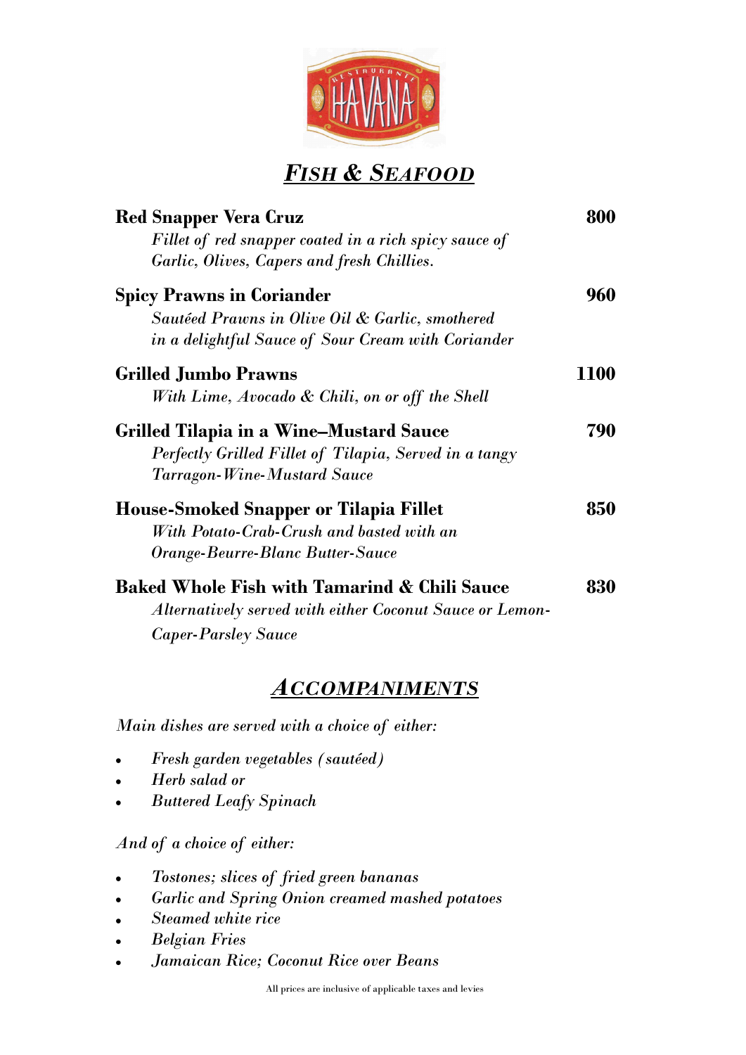# *FISH & SEAFOOD*

**Red Snapper Vera Cruz** **800**
*Fillet of red snapper coated in a rich spicy sauce of Garlic, Olives, Capers and fresh Chillies.*

**Spicy Prawns in Coriander** **960**
*Sautéed Prawns in Olive Oil & Garlic, smothered in a delightful Sauce of Sour Cream with Coriander*

**Grilled Jumbo Prawns** **1100**
*With Lime, Avocado & Chili, on or off the Shell*

**Grilled Tilapia in a Wine–Mustard Sauce** **790**
*Perfectly Grilled Fillet of Tilapia, Served in a tangy Tarragon-Wine-Mustard Sauce*

**House-Smoked Snapper or Tilapia Fillet** **850**
*With Potato-Crab-Crush and basted with an Orange-Beurre-Blanc Butter-Sauce*

**Baked Whole Fish with Tamarind & Chili Sauce** **830**
*Alternatively served with either Coconut Sauce or Lemon-Caper-Parsley Sauce*

# *ACCOMPANIMENTS*

*Main dishes are served with a choice of either:*

- *Fresh garden vegetables (sautéed)*
- *Herb salad or*
- *Buttered Leafy Spinach*

*And of a choice of either:*

- *Tostones; slices of fried green bananas*
- *Garlic and Spring Onion creamed mashed potatoes*
- *Steamed white rice*
- *Belgian Fries*
- *Jamaican Rice; Coconut Rice over Beans*

All prices are inclusive of applicable taxes and levies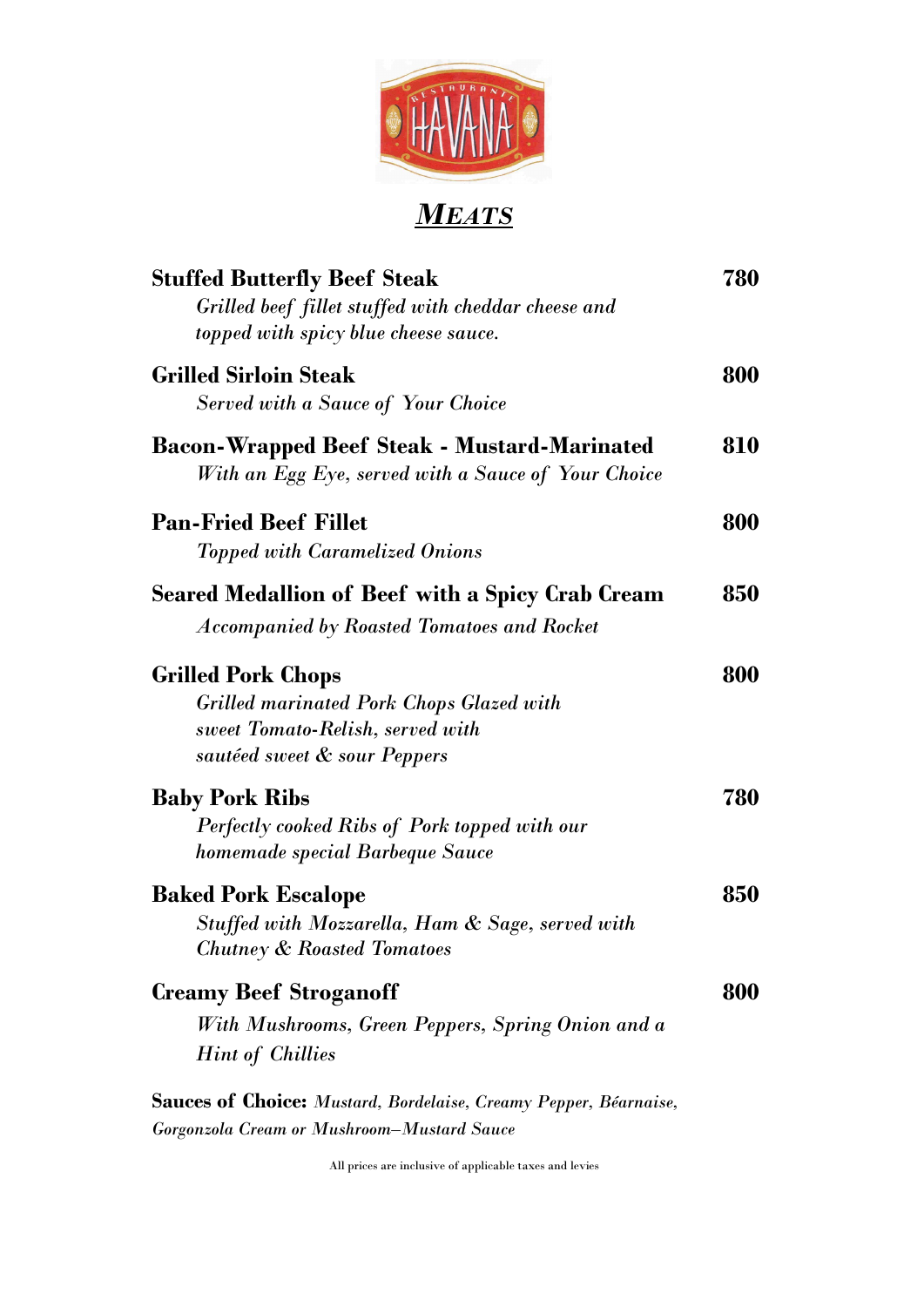# ***MEATS***

**Stuffed Butterfly Beef Steak** **780**
*Grilled beef fillet stuffed with cheddar cheese and topped with spicy blue cheese sauce.*

**Grilled Sirloin Steak** **800**
*Served with a Sauce of Your Choice*

**Bacon-Wrapped Beef Steak - Mustard-Marinated** **810**
*With an Egg Eye, served with a Sauce of Your Choice*

**Pan-Fried Beef Fillet** **800**
*Topped with Caramelized Onions*

**Seared Medallion of Beef with a Spicy Crab Cream** **850**
*Accompanied by Roasted Tomatoes and Rocket*

**Grilled Pork Chops** **800**
*Grilled marinated Pork Chops Glazed with sweet Tomato-Relish, served with sautéed sweet & sour Peppers*

**Baby Pork Ribs** **780**
*Perfectly cooked Ribs of Pork topped with our homemade special Barbeque Sauce*

**Baked Pork Escalope** **850**
*Stuffed with Mozzarella, Ham & Sage, served with Chutney & Roasted Tomatoes*

**Creamy Beef Stroganoff** **800**
*With Mushrooms, Green Peppers, Spring Onion and a Hint of Chillies*

**Sauces of Choice:** *Mustard, Bordelaise, Creamy Pepper, Béarnaise, Gorgonzola Cream or Mushroom–Mustard Sauce*

All prices are inclusive of applicable taxes and levies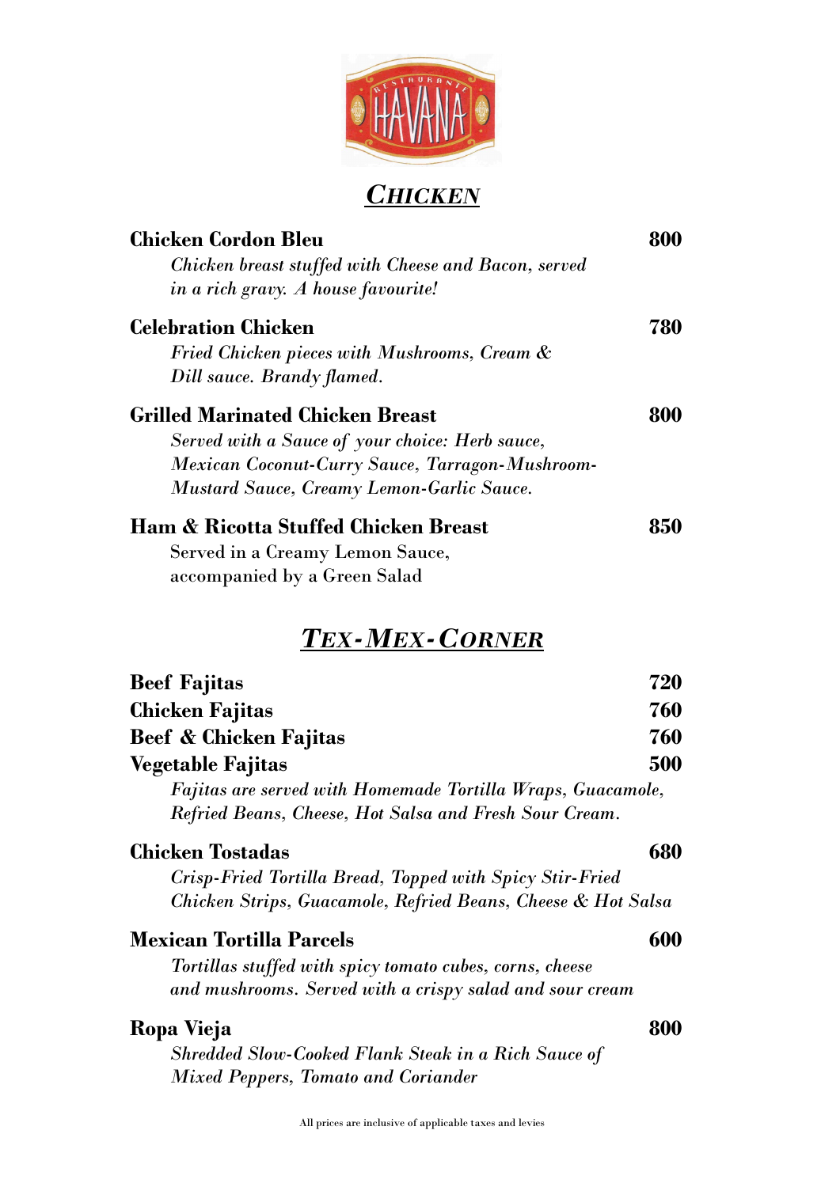## *CHICKEN*

**Chicken Cordon Bleu** **800**
*Chicken breast stuffed with Cheese and Bacon, served in a rich gravy. A house favourite!*

**Celebration Chicken** **780**
*Fried Chicken pieces with Mushrooms, Cream & Dill sauce. Brandy flamed.*

**Grilled Marinated Chicken Breast** **800**
*Served with a Sauce of your choice: Herb sauce, Mexican Coconut-Curry Sauce, Tarragon-Mushroom-Mustard Sauce, Creamy Lemon-Garlic Sauce.*

**Ham & Ricotta Stuffed Chicken Breast** **850**
Served in a Creamy Lemon Sauce, accompanied by a Green Salad

## *TEX-MEX-CORNER*

**Beef Fajitas** **720**
**Chicken Fajitas** **760**
**Beef & Chicken Fajitas** **760**
**Vegetable Fajitas** **500**
*Fajitas are served with Homemade Tortilla Wraps, Guacamole, Refried Beans, Cheese, Hot Salsa and Fresh Sour Cream.*

**Chicken Tostadas** **680**
*Crisp-Fried Tortilla Bread, Topped with Spicy Stir-Fried Chicken Strips, Guacamole, Refried Beans, Cheese & Hot Salsa*

**Mexican Tortilla Parcels** **600**
*Tortillas stuffed with spicy tomato cubes, corns, cheese and mushrooms. Served with a crispy salad and sour cream*

**Ropa Vieja** **800**
*Shredded Slow-Cooked Flank Steak in a Rich Sauce of Mixed Peppers, Tomato and Coriander*

All prices are inclusive of applicable taxes and levies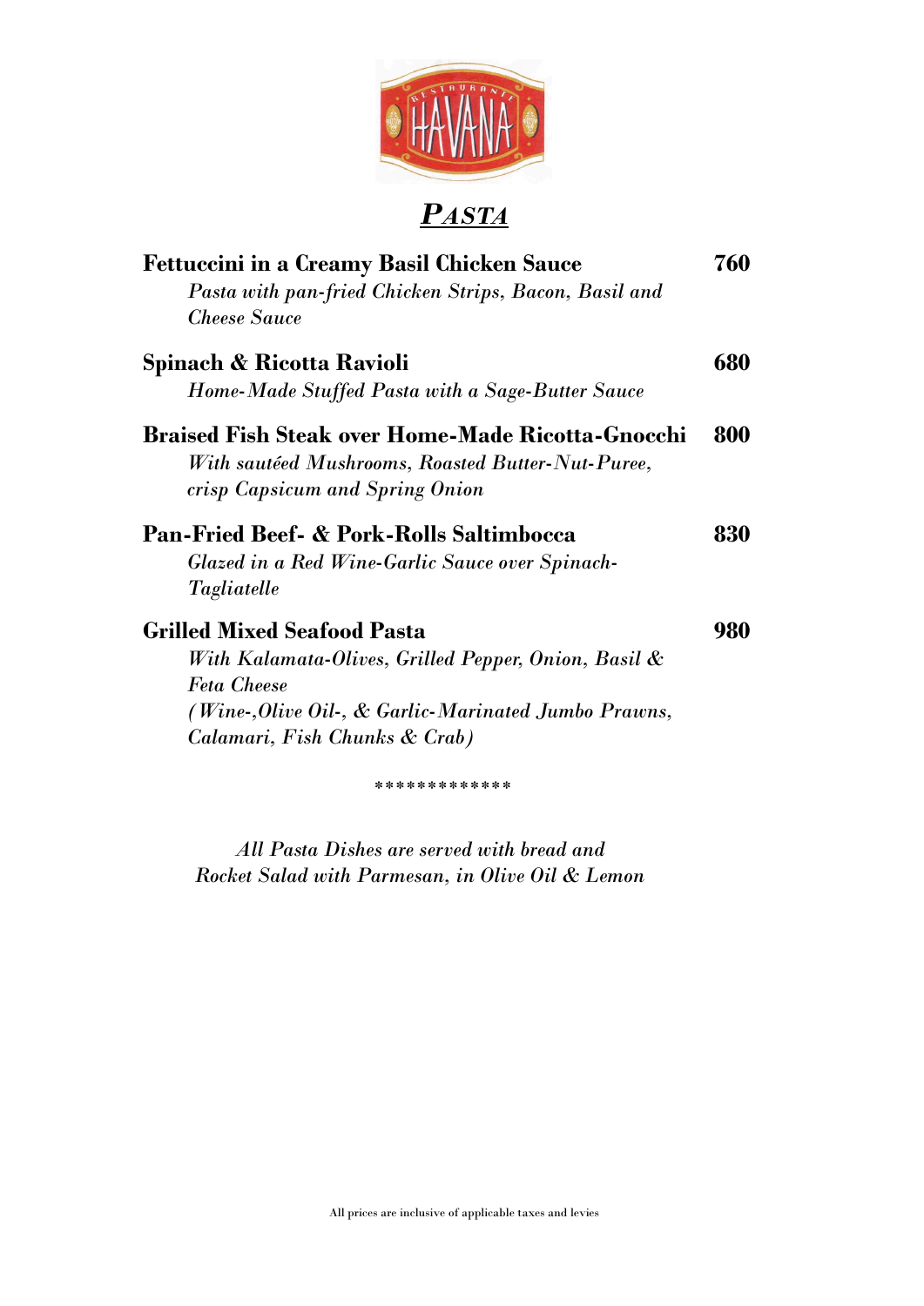# *Pasta*

**Fettuccini in a Creamy Basil Chicken Sauce** **760**
*Pasta with pan-fried Chicken Strips, Bacon, Basil and Cheese Sauce*

**Spinach & Ricotta Ravioli** **680**
*Home-Made Stuffed Pasta with a Sage-Butter Sauce*

**Braised Fish Steak over Home-Made Ricotta-Gnocchi** **800**
*With sautéed Mushrooms, Roasted Butter-Nut-Puree, crisp Capsicum and Spring Onion*

**Pan-Fried Beef- & Pork-Rolls Saltimbocca** **830**
*Glazed in a Red Wine-Garlic Sauce over Spinach-Tagliatelle*

**Grilled Mixed Seafood Pasta** **980**
*With Kalamata-Olives, Grilled Pepper, Onion, Basil & Feta Cheese*
*(Wine-,Olive Oil-, & Garlic-Marinated Jumbo Prawns, Calamari, Fish Chunks & Crab)*

*************

*All Pasta Dishes are served with bread and Rocket Salad with Parmesan, in Olive Oil & Lemon*

All prices are inclusive of applicable taxes and levies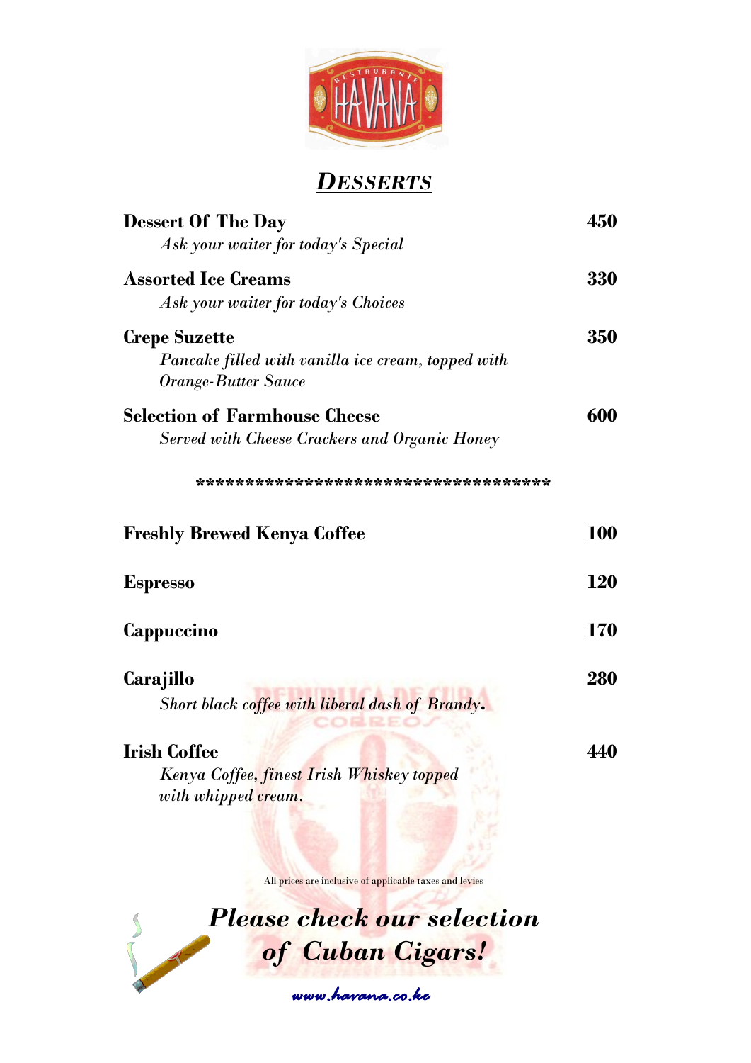# RESTAURANTE HAVANA

## *DESSERTS*

**Dessert Of The Day** **450**
*Ask your waiter for today's Special*

**Assorted Ice Creams** **330**
*Ask your waiter for today's Choices*

**Crepe Suzette** **350**
*Pancake filled with vanilla ice cream, topped with Orange-Butter Sauce*

**Selection of Farmhouse Cheese** **600**
*Served with Cheese Crackers and Organic Honey*

***********************************

**Freshly Brewed Kenya Coffee** **100**

**Espresso** **120**

**Cappuccino** **170**

**Carajillo** **280**
*Short black coffee with liberal dash of Brandy.*

**Irish Coffee** **440**
*Kenya Coffee, finest Irish Whiskey topped with whipped cream.*

All prices are inclusive of applicable taxes and levies

***Please check our selection of Cuban Cigars!***

www.havana.co.ke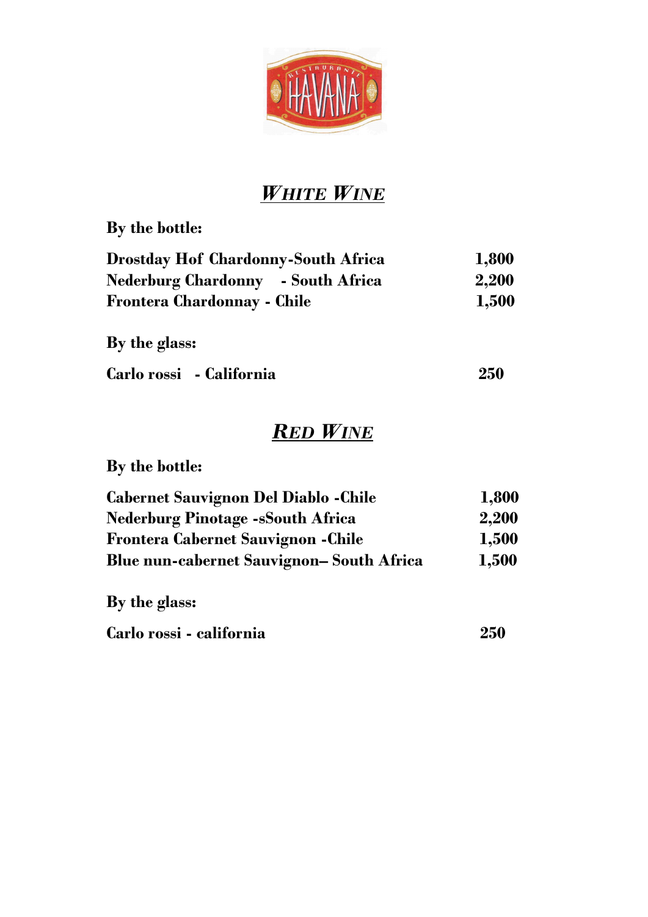# *WHITE WINE*

**By the bottle:**

| | |
|---|---|
| **Drostday Hof Chardonny-South Africa** | **1,800** |
| **Nederburg Chardonny - South Africa** | **2,200** |
| **Frontera Chardonnay - Chile** | **1,500** |

**By the glass:**

| | |
|---|---|
| **Carlo rossi - California** | **250** |

# *RED WINE*

**By the bottle:**

| | |
|---|---|
| **Cabernet Sauvignon Del Diablo -Chile** | **1,800** |
| **Nederburg Pinotage -sSouth Africa** | **2,200** |
| **Frontera Cabernet Sauvignon -Chile** | **1,500** |
| **Blue nun-cabernet Sauvignon– South Africa** | **1,500** |

**By the glass:**

| | |
|---|---|
| **Carlo rossi - california** | **250** |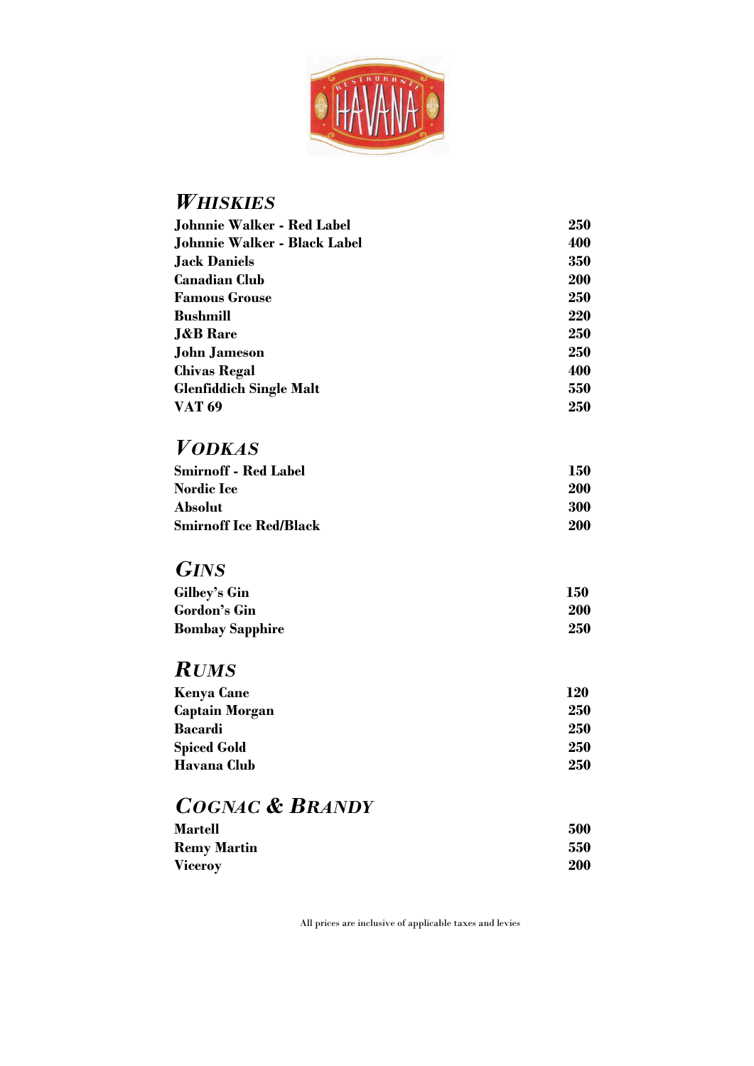## WHISKIES

| | |
|---|---|
| **Johnnie Walker - Red Label** | **250** |
| **Johnnie Walker - Black Label** | **400** |
| **Jack Daniels** | **350** |
| **Canadian Club** | **200** |
| **Famous Grouse** | **250** |
| **Bushmill** | **220** |
| **J&B Rare** | **250** |
| **John Jameson** | **250** |
| **Chivas Regal** | **400** |
| **Glenfiddich Single Malt** | **550** |
| **VAT 69** | **250** |

## VODKAS

| | |
|---|---|
| **Smirnoff - Red Label** | **150** |
| **Nordic Ice** | **200** |
| **Absolut** | **300** |
| **Smirnoff Ice Red/Black** | **200** |

## GINS

| | |
|---|---|
| **Gilbey's Gin** | **150** |
| **Gordon's Gin** | **200** |
| **Bombay Sapphire** | **250** |

## RUMS

| | |
|---|---|
| **Kenya Cane** | **120** |
| **Captain Morgan** | **250** |
| **Bacardi** | **250** |
| **Spiced Gold** | **250** |
| **Havana Club** | **250** |

## COGNAC & BRANDY

| | |
|---|---|
| **Martell** | **500** |
| **Remy Martin** | **550** |
| **Viceroy** | **200** |

All prices are inclusive of applicable taxes and levies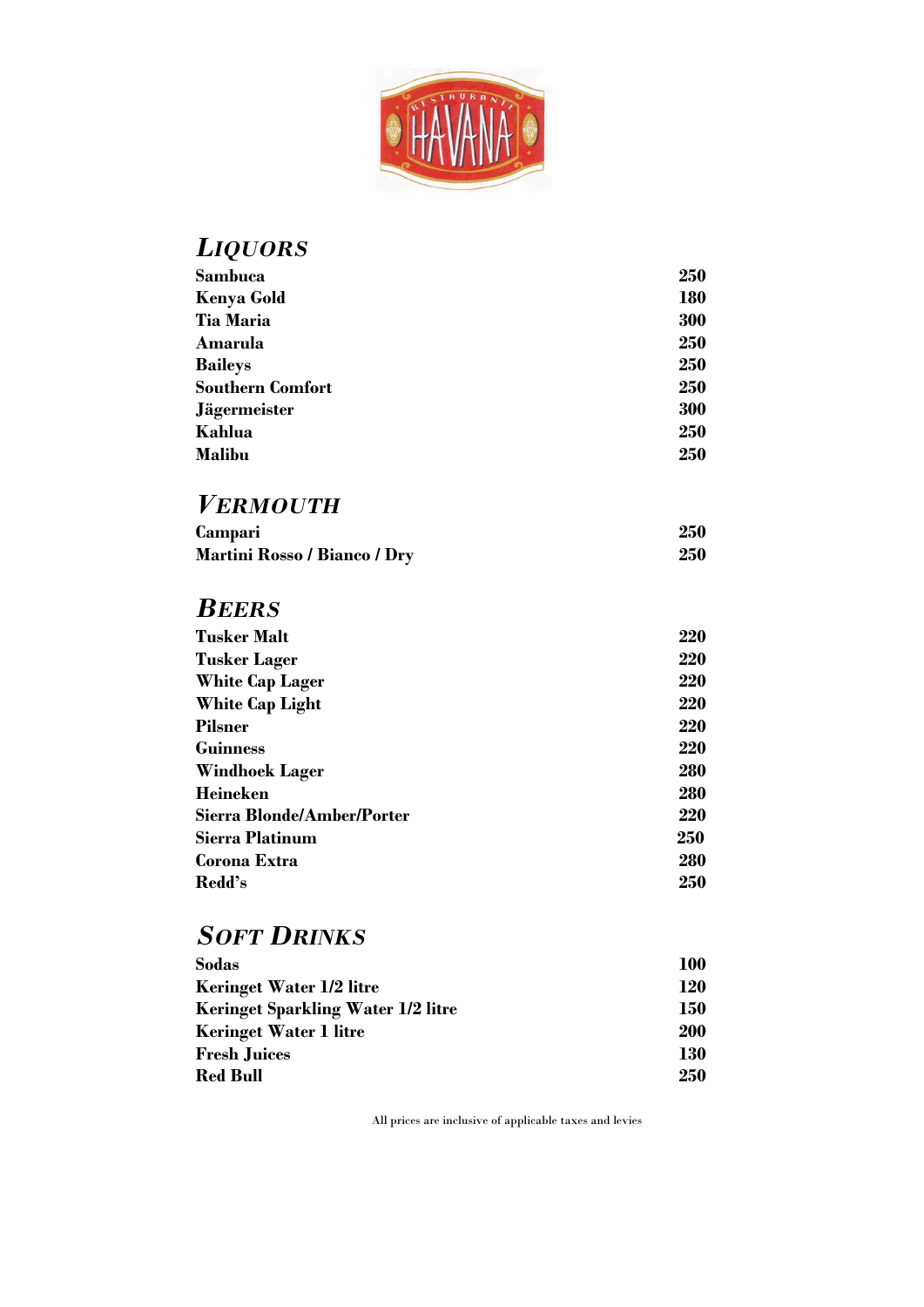## *Liquors*

| | |
|---|---|
| **Sambuca** | **250** |
| **Kenya Gold** | **180** |
| **Tia Maria** | **300** |
| **Amarula** | **250** |
| **Baileys** | **250** |
| **Southern Comfort** | **250** |
| **Jägermeister** | **300** |
| **Kahlua** | **250** |
| **Malibu** | **250** |

## *Vermouth*

| | |
|---|---|
| **Campari** | **250** |
| **Martini Rosso / Bianco / Dry** | **250** |

## *Beers*

| | |
|---|---|
| **Tusker Malt** | **220** |
| **Tusker Lager** | **220** |
| **White Cap Lager** | **220** |
| **White Cap Light** | **220** |
| **Pilsner** | **220** |
| **Guinness** | **220** |
| **Windhoek Lager** | **280** |
| **Heineken** | **280** |
| **Sierra Blonde/Amber/Porter** | **220** |
| **Sierra Platinum** | **250** |
| **Corona Extra** | **280** |
| **Redd's** | **250** |

## *Soft Drinks*

| | |
|---|---|
| **Sodas** | **100** |
| **Keringet Water 1/2 litre** | **120** |
| **Keringet Sparkling Water 1/2 litre** | **150** |
| **Keringet Water 1 litre** | **200** |
| **Fresh Juices** | **130** |
| **Red Bull** | **250** |

All prices are inclusive of applicable taxes and levies